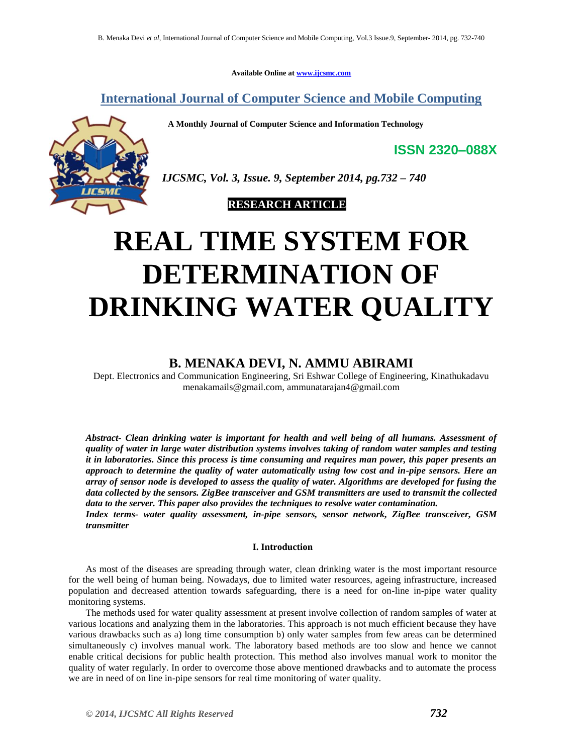Available Online at www.ijcsmc.com

## International Journal of Computer Science and Mobile Computing

**A Monthly Journal of Computer Science and Information Technology**

**ISSN 2320–088X**

***IJCSMC, Vol. 3, Issue. 9, September 2014, pg.732 – 740***

**RESEARCH ARTICLE**

# REAL TIME SYSTEM FOR DETERMINATION OF DRINKING WATER QUALITY

## B. MENAKA DEVI, N. AMMU ABIRAMI

Dept. Electronics and Communication Engineering, Sri Eshwar College of Engineering, Kinathukadavu
menakamails@gmail.com, ammunatarajan4@gmail.com

***Abstract- Clean drinking water is important for health and well being of all humans. Assessment of quality of water in large water distribution systems involves taking of random water samples and testing it in laboratories. Since this process is time consuming and requires man power, this paper presents an approach to determine the quality of water automatically using low cost and in-pipe sensors. Here an array of sensor node is developed to assess the quality of water. Algorithms are developed for fusing the data collected by the sensors. ZigBee transceiver and GSM transmitters are used to transmit the collected data to the server. This paper also provides the techniques to resolve water contamination.***

***Index terms- water quality assessment, in-pipe sensors, sensor network, ZigBee transceiver, GSM transmitter***

### I. Introduction

As most of the diseases are spreading through water, clean drinking water is the most important resource for the well being of human being. Nowadays, due to limited water resources, ageing infrastructure, increased population and decreased attention towards safeguarding, there is a need for on-line in-pipe water quality monitoring systems.

The methods used for water quality assessment at present involve collection of random samples of water at various locations and analyzing them in the laboratories. This approach is not much efficient because they have various drawbacks such as a) long time consumption b) only water samples from few areas can be determined simultaneously c) involves manual work. The laboratory based methods are too slow and hence we cannot enable critical decisions for public health protection. This method also involves manual work to monitor the quality of water regularly. In order to overcome those above mentioned drawbacks and to automate the process we are in need of on line in-pipe sensors for real time monitoring of water quality.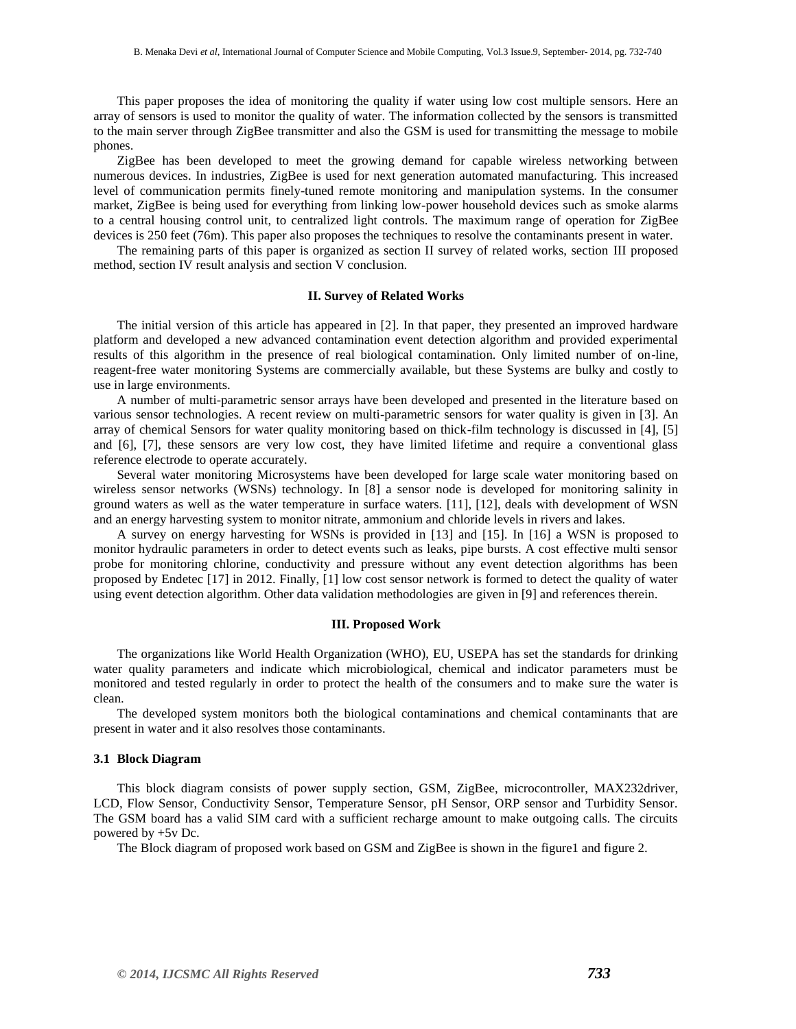This paper proposes the idea of monitoring the quality if water using low cost multiple sensors. Here an array of sensors is used to monitor the quality of water. The information collected by the sensors is transmitted to the main server through ZigBee transmitter and also the GSM is used for transmitting the message to mobile phones.

ZigBee has been developed to meet the growing demand for capable wireless networking between numerous devices. In industries, ZigBee is used for next generation automated manufacturing. This increased level of communication permits finely-tuned remote monitoring and manipulation systems. In the consumer market, ZigBee is being used for everything from linking low-power household devices such as smoke alarms to a central housing control unit, to centralized light controls. The maximum range of operation for ZigBee devices is 250 feet (76m). This paper also proposes the techniques to resolve the contaminants present in water.

The remaining parts of this paper is organized as section II survey of related works, section III proposed method, section IV result analysis and section V conclusion.

## II. Survey of Related Works

The initial version of this article has appeared in [2]. In that paper, they presented an improved hardware platform and developed a new advanced contamination event detection algorithm and provided experimental results of this algorithm in the presence of real biological contamination. Only limited number of on-line, reagent-free water monitoring Systems are commercially available, but these Systems are bulky and costly to use in large environments.

A number of multi-parametric sensor arrays have been developed and presented in the literature based on various sensor technologies. A recent review on multi-parametric sensors for water quality is given in [3]. An array of chemical Sensors for water quality monitoring based on thick-film technology is discussed in [4], [5] and [6], [7], these sensors are very low cost, they have limited lifetime and require a conventional glass reference electrode to operate accurately.

Several water monitoring Microsystems have been developed for large scale water monitoring based on wireless sensor networks (WSNs) technology. In [8] a sensor node is developed for monitoring salinity in ground waters as well as the water temperature in surface waters. [11], [12], deals with development of WSN and an energy harvesting system to monitor nitrate, ammonium and chloride levels in rivers and lakes.

A survey on energy harvesting for WSNs is provided in [13] and [15]. In [16] a WSN is proposed to monitor hydraulic parameters in order to detect events such as leaks, pipe bursts. A cost effective multi sensor probe for monitoring chlorine, conductivity and pressure without any event detection algorithms has been proposed by Endetec [17] in 2012. Finally, [1] low cost sensor network is formed to detect the quality of water using event detection algorithm. Other data validation methodologies are given in [9] and references therein.

## III. Proposed Work

The organizations like World Health Organization (WHO), EU, USEPA has set the standards for drinking water quality parameters and indicate which microbiological, chemical and indicator parameters must be monitored and tested regularly in order to protect the health of the consumers and to make sure the water is clean.

The developed system monitors both the biological contaminations and chemical contaminants that are present in water and it also resolves those contaminants.

### 3.1 Block Diagram

This block diagram consists of power supply section, GSM, ZigBee, microcontroller, MAX232driver, LCD, Flow Sensor, Conductivity Sensor, Temperature Sensor, pH Sensor, ORP sensor and Turbidity Sensor. The GSM board has a valid SIM card with a sufficient recharge amount to make outgoing calls. The circuits powered by +5v Dc.

The Block diagram of proposed work based on GSM and ZigBee is shown in the figure1 and figure 2.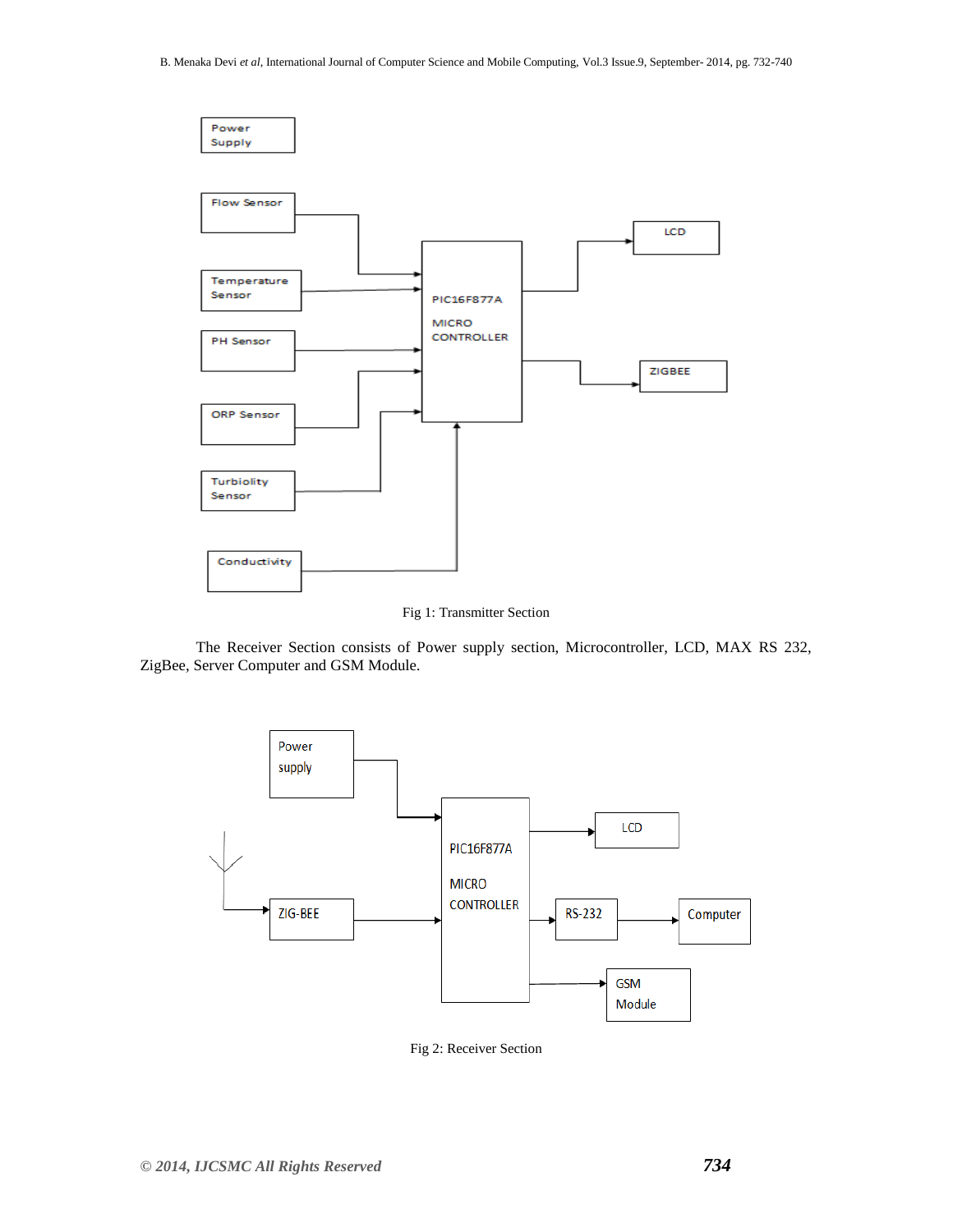Fig 1: Transmitter Section

The Receiver Section consists of Power supply section, Microcontroller, LCD, MAX RS 232, ZigBee, Server Computer and GSM Module.

Fig 2: Receiver Section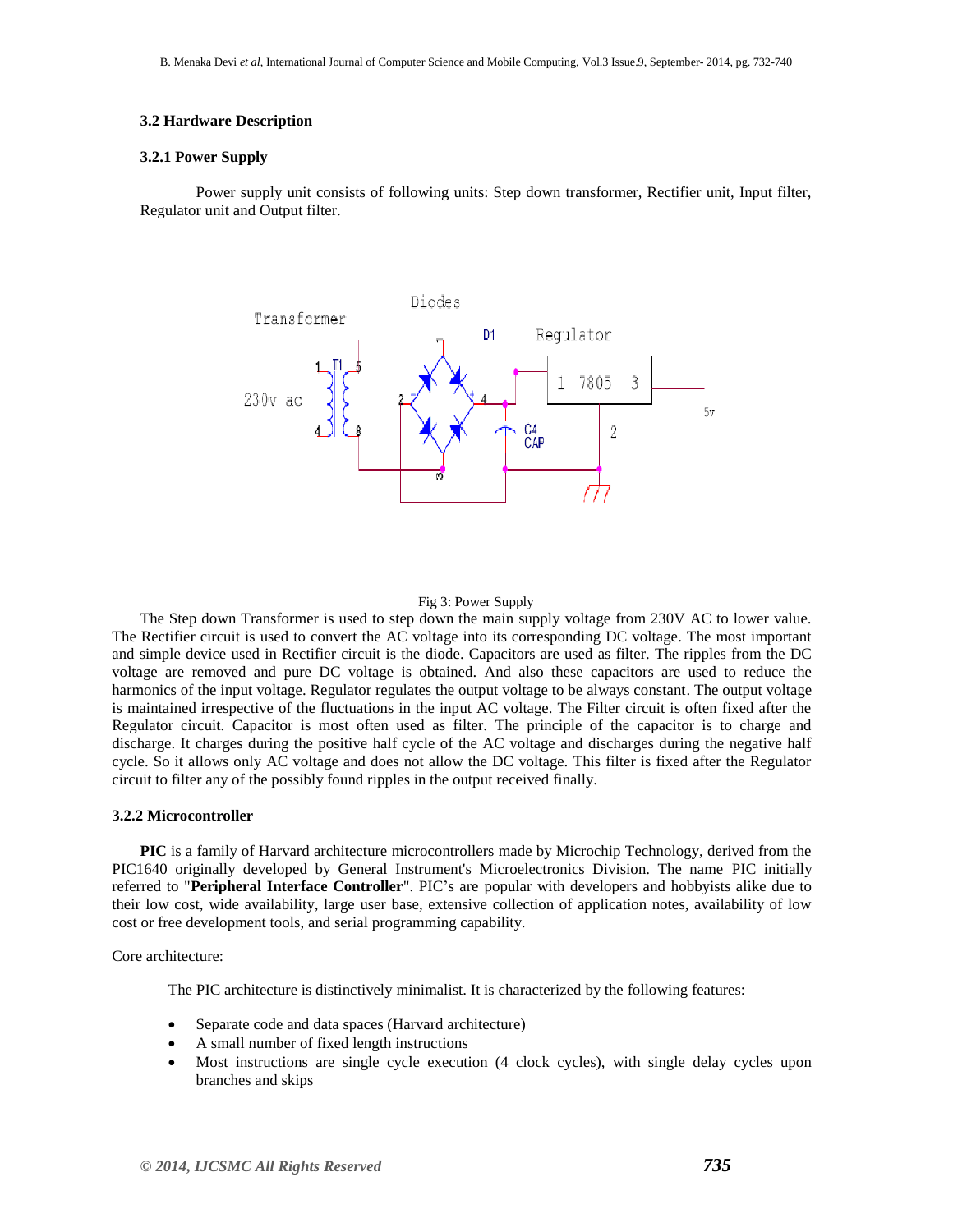### 3.2 Hardware Description

#### 3.2.1 Power Supply

Power supply unit consists of following units: Step down transformer, Rectifier unit, Input filter, Regulator unit and Output filter.

Fig 3: Power Supply

The Step down Transformer is used to step down the main supply voltage from 230V AC to lower value. The Rectifier circuit is used to convert the AC voltage into its corresponding DC voltage. The most important and simple device used in Rectifier circuit is the diode. Capacitors are used as filter. The ripples from the DC voltage are removed and pure DC voltage is obtained. And also these capacitors are used to reduce the harmonics of the input voltage. Regulator regulates the output voltage to be always constant. The output voltage is maintained irrespective of the fluctuations in the input AC voltage. The Filter circuit is often fixed after the Regulator circuit. Capacitor is most often used as filter. The principle of the capacitor is to charge and discharge. It charges during the positive half cycle of the AC voltage and discharges during the negative half cycle. So it allows only AC voltage and does not allow the DC voltage. This filter is fixed after the Regulator circuit to filter any of the possibly found ripples in the output received finally.

#### 3.2.2 Microcontroller

**PIC** is a family of Harvard architecture microcontrollers made by Microchip Technology, derived from the PIC1640 originally developed by General Instrument's Microelectronics Division. The name PIC initially referred to "**Peripheral Interface Controller**". PIC's are popular with developers and hobbyists alike due to their low cost, wide availability, large user base, extensive collection of application notes, availability of low cost or free development tools, and serial programming capability.

Core architecture:

The PIC architecture is distinctively minimalist. It is characterized by the following features:

- Separate code and data spaces (Harvard architecture)
- A small number of fixed length instructions
- Most instructions are single cycle execution (4 clock cycles), with single delay cycles upon branches and skips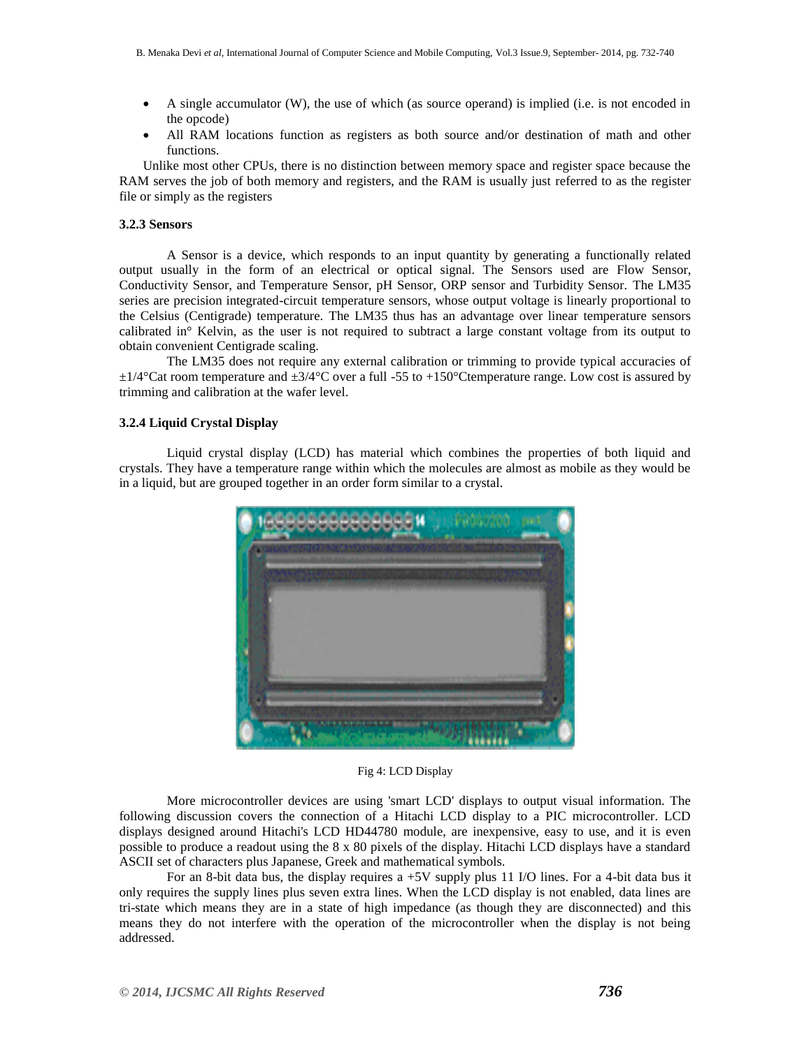- A single accumulator (W), the use of which (as source operand) is implied (i.e. is not encoded in the opcode)
- All RAM locations function as registers as both source and/or destination of math and other functions.

Unlike most other CPUs, there is no distinction between memory space and register space because the RAM serves the job of both memory and registers, and the RAM is usually just referred to as the register file or simply as the registers

**3.2.3 Sensors**

A Sensor is a device, which responds to an input quantity by generating a functionally related output usually in the form of an electrical or optical signal. The Sensors used are Flow Sensor, Conductivity Sensor, and Temperature Sensor, pH Sensor, ORP sensor and Turbidity Sensor. The LM35 series are precision integrated-circuit temperature sensors, whose output voltage is linearly proportional to the Celsius (Centigrade) temperature. The LM35 thus has an advantage over linear temperature sensors calibrated in° Kelvin, as the user is not required to subtract a large constant voltage from its output to obtain convenient Centigrade scaling.

The LM35 does not require any external calibration or trimming to provide typical accuracies of ±1/4°Cat room temperature and ±3/4°C over a full -55 to +150°Ctemperature range. Low cost is assured by trimming and calibration at the wafer level.

**3.2.4 Liquid Crystal Display**

Liquid crystal display (LCD) has material which combines the properties of both liquid and crystals. They have a temperature range within which the molecules are almost as mobile as they would be in a liquid, but are grouped together in an order form similar to a crystal.

Fig 4: LCD Display

More microcontroller devices are using 'smart LCD' displays to output visual information. The following discussion covers the connection of a Hitachi LCD display to a PIC microcontroller. LCD displays designed around Hitachi's LCD HD44780 module, are inexpensive, easy to use, and it is even possible to produce a readout using the 8 x 80 pixels of the display. Hitachi LCD displays have a standard ASCII set of characters plus Japanese, Greek and mathematical symbols.

For an 8-bit data bus, the display requires a +5V supply plus 11 I/O lines. For a 4-bit data bus it only requires the supply lines plus seven extra lines. When the LCD display is not enabled, data lines are tri-state which means they are in a state of high impedance (as though they are disconnected) and this means they do not interfere with the operation of the microcontroller when the display is not being addressed.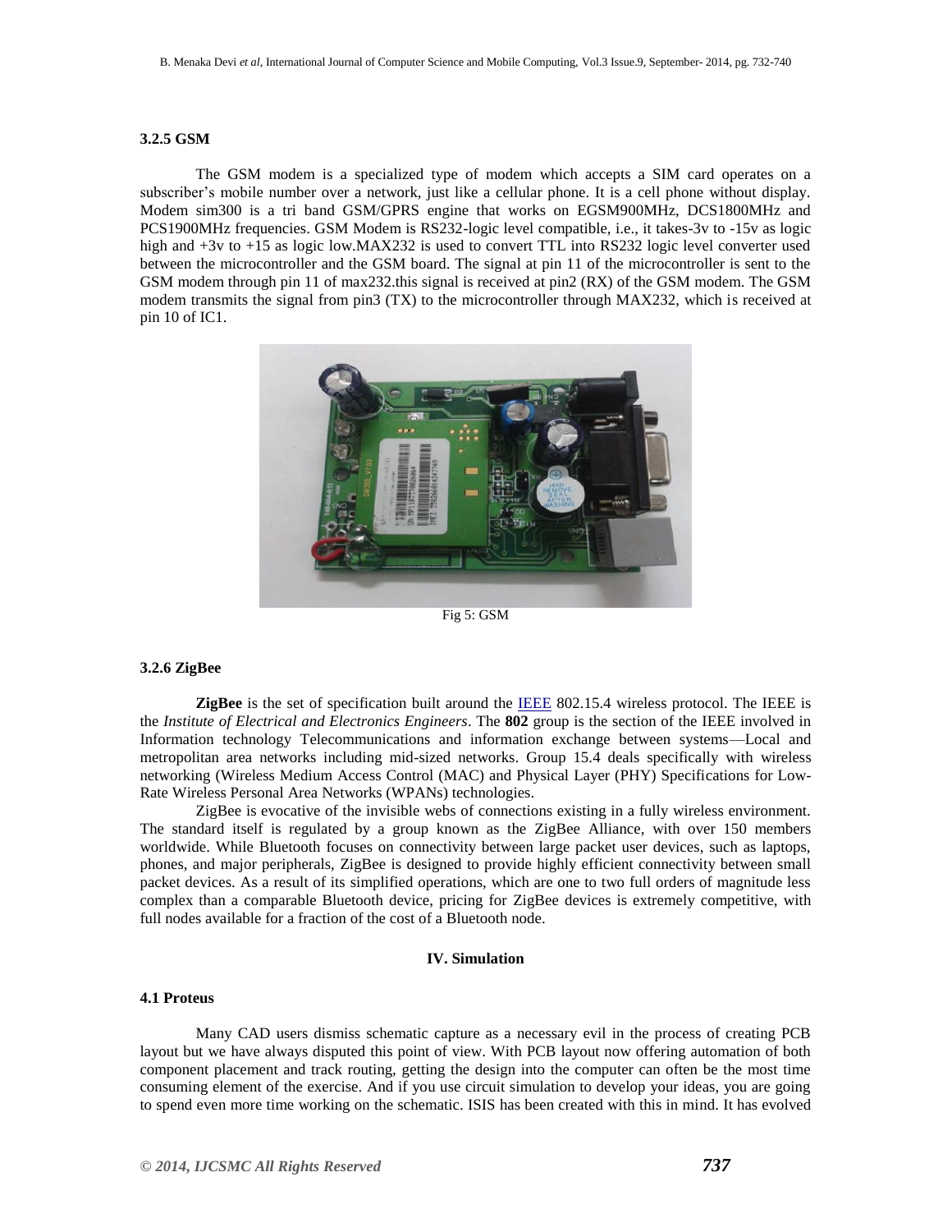### 3.2.5 GSM

The GSM modem is a specialized type of modem which accepts a SIM card operates on a subscriber's mobile number over a network, just like a cellular phone. It is a cell phone without display. Modem sim300 is a tri band GSM/GPRS engine that works on EGSM900MHz, DCS1800MHz and PCS1900MHz frequencies. GSM Modem is RS232-logic level compatible, i.e., it takes-3v to -15v as logic high and +3v to +15 as logic low.MAX232 is used to convert TTL into RS232 logic level converter used between the microcontroller and the GSM board. The signal at pin 11 of the microcontroller is sent to the GSM modem through pin 11 of max232.this signal is received at pin2 (RX) of the GSM modem. The GSM modem transmits the signal from pin3 (TX) to the microcontroller through MAX232, which is received at pin 10 of IC1.

Fig 5: GSM

### 3.2.6 ZigBee

**ZigBee** is the set of specification built around the IEEE 802.15.4 wireless protocol. The IEEE is the *Institute of Electrical and Electronics Engineers*. The **802** group is the section of the IEEE involved in Information technology Telecommunications and information exchange between systems—Local and metropolitan area networks including mid-sized networks. Group 15.4 deals specifically with wireless networking (Wireless Medium Access Control (MAC) and Physical Layer (PHY) Specifications for Low-Rate Wireless Personal Area Networks (WPANs) technologies.

ZigBee is evocative of the invisible webs of connections existing in a fully wireless environment. The standard itself is regulated by a group known as the ZigBee Alliance, with over 150 members worldwide. While Bluetooth focuses on connectivity between large packet user devices, such as laptops, phones, and major peripherals, ZigBee is designed to provide highly efficient connectivity between small packet devices. As a result of its simplified operations, which are one to two full orders of magnitude less complex than a comparable Bluetooth device, pricing for ZigBee devices is extremely competitive, with full nodes available for a fraction of the cost of a Bluetooth node.

## IV. Simulation

### 4.1 Proteus

Many CAD users dismiss schematic capture as a necessary evil in the process of creating PCB layout but we have always disputed this point of view. With PCB layout now offering automation of both component placement and track routing, getting the design into the computer can often be the most time consuming element of the exercise. And if you use circuit simulation to develop your ideas, you are going to spend even more time working on the schematic. ISIS has been created with this in mind. It has evolved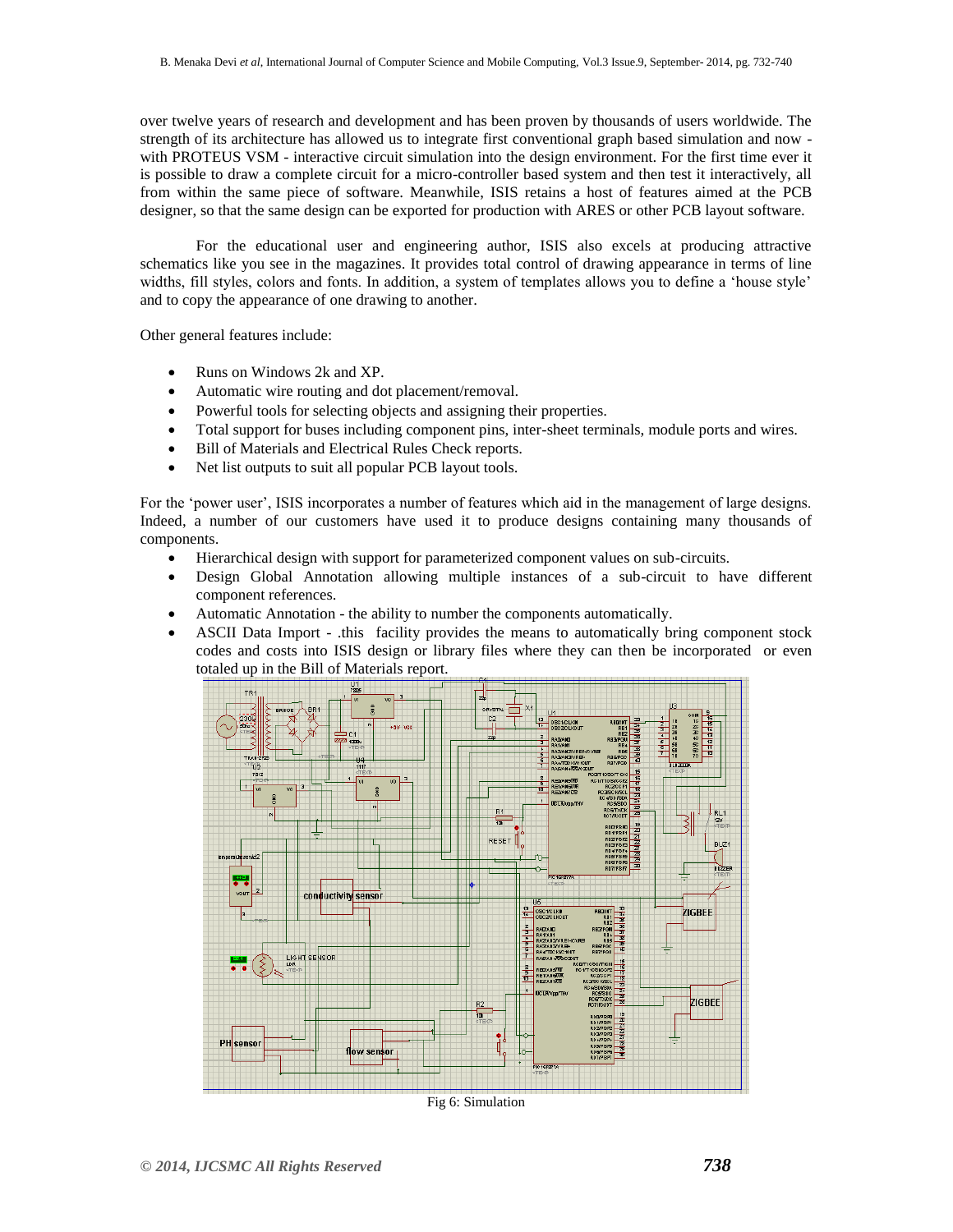over twelve years of research and development and has been proven by thousands of users worldwide. The strength of its architecture has allowed us to integrate first conventional graph based simulation and now - with PROTEUS VSM - interactive circuit simulation into the design environment. For the first time ever it is possible to draw a complete circuit for a micro-controller based system and then test it interactively, all from within the same piece of software. Meanwhile, ISIS retains a host of features aimed at the PCB designer, so that the same design can be exported for production with ARES or other PCB layout software.

For the educational user and engineering author, ISIS also excels at producing attractive schematics like you see in the magazines. It provides total control of drawing appearance in terms of line widths, fill styles, colors and fonts. In addition, a system of templates allows you to define a 'house style' and to copy the appearance of one drawing to another.

Other general features include:

- Runs on Windows 2k and XP.
- Automatic wire routing and dot placement/removal.
- Powerful tools for selecting objects and assigning their properties.
- Total support for buses including component pins, inter-sheet terminals, module ports and wires.
- Bill of Materials and Electrical Rules Check reports.
- Net list outputs to suit all popular PCB layout tools.

For the 'power user', ISIS incorporates a number of features which aid in the management of large designs. Indeed, a number of our customers have used it to produce designs containing many thousands of components.

- Hierarchical design with support for parameterized component values on sub-circuits.
- Design Global Annotation allowing multiple instances of a sub-circuit to have different component references.
- Automatic Annotation - the ability to number the components automatically.
- ASCII Data Import - .this facility provides the means to automatically bring component stock codes and costs into ISIS design or library files where they can then be incorporated or even totaled up in the Bill of Materials report.

Fig 6: Simulation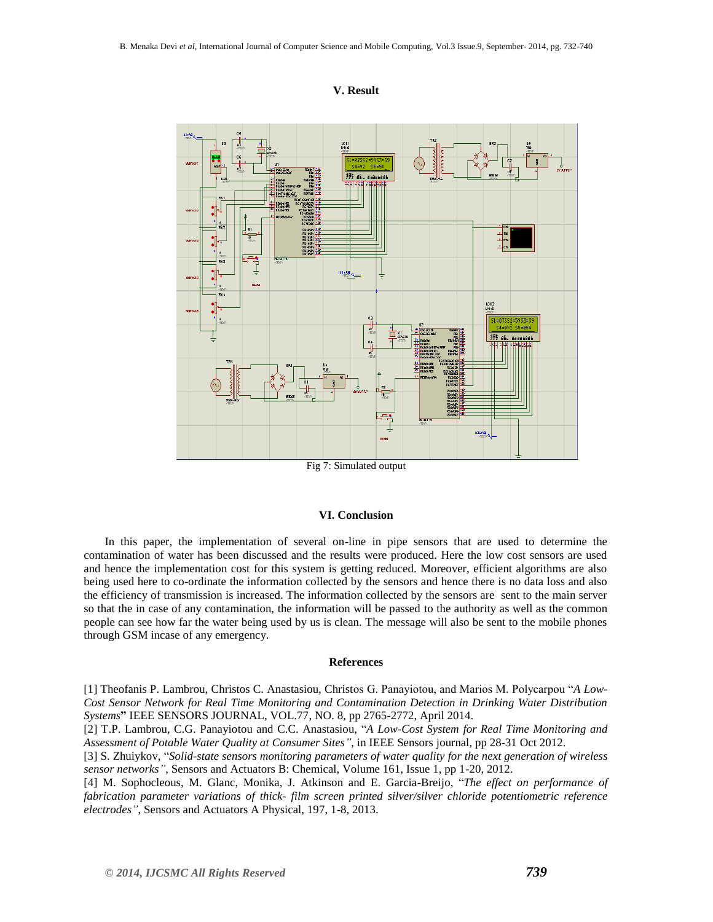## V. Result

Fig 7: Simulated output

## VI. Conclusion

In this paper, the implementation of several on-line in pipe sensors that are used to determine the contamination of water has been discussed and the results were produced. Here the low cost sensors are used and hence the implementation cost for this system is getting reduced. Moreover, efficient algorithms are also being used here to co-ordinate the information collected by the sensors and hence there is no data loss and also the efficiency of transmission is increased. The information collected by the sensors are sent to the main server so that the in case of any contamination, the information will be passed to the authority as well as the common people can see how far the water being used by us is clean. The message will also be sent to the mobile phones through GSM incase of any emergency.

## References

[1] Theofanis P. Lambrou, Christos C. Anastasiou, Christos G. Panayiotou, and Marios M. Polycarpou "*A Low-Cost Sensor Network for Real Time Monitoring and Contamination Detection in Drinking Water Distribution Systems*" IEEE SENSORS JOURNAL, VOL.77, NO. 8, pp 2765-2772, April 2014.

[2] T.P. Lambrou, C.G. Panayiotou and C.C. Anastasiou, "*A Low-Cost System for Real Time Monitoring and Assessment of Potable Water Quality at Consumer Sites*", in IEEE Sensors journal, pp 28-31 Oct 2012.

[3] S. Zhuiykov, "*Solid-state sensors monitoring parameters of water quality for the next generation of wireless sensor networks*", Sensors and Actuators B: Chemical, Volume 161, Issue 1, pp 1-20, 2012.

[4] M. Sophocleous, M. Glanc, Monika, J. Atkinson and E. Garcia-Breijo, "*The effect on performance of fabrication parameter variations of thick- film screen printed silver/silver chloride potentiometric reference electrodes*", Sensors and Actuators A Physical, 197, 1-8, 2013.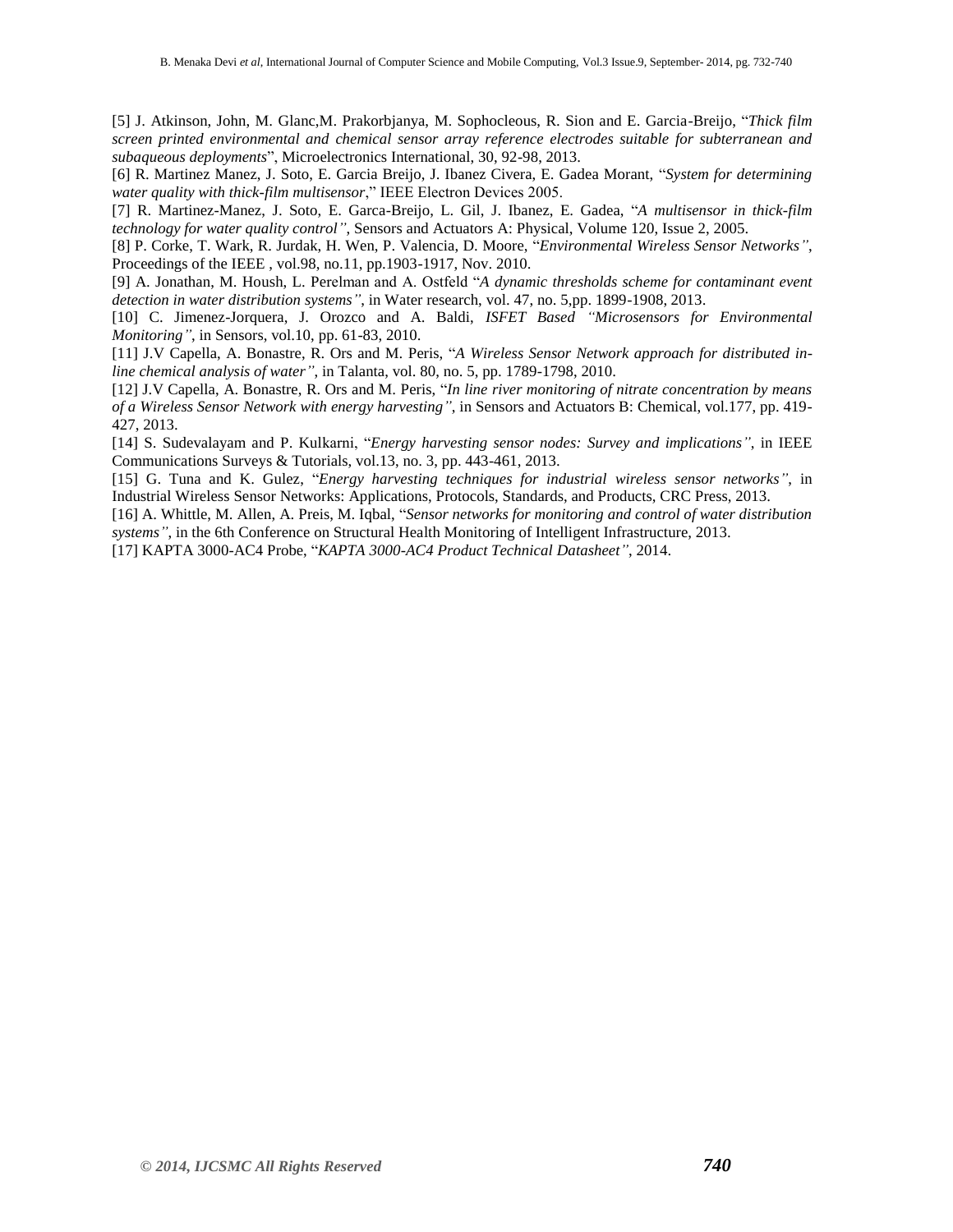[5] J. Atkinson, John, M. Glanc,M. Prakorbjanya, M. Sophocleous, R. Sion and E. Garcia-Breijo, "*Thick film screen printed environmental and chemical sensor array reference electrodes suitable for subterranean and subaqueous deployments*", Microelectronics International, 30, 92-98, 2013.

[6] R. Martinez Manez, J. Soto, E. Garcia Breijo, J. Ibanez Civera, E. Gadea Morant, "*System for determining water quality with thick-film multisensor*," IEEE Electron Devices 2005.

[7] R. Martinez-Manez, J. Soto, E. Garca-Breijo, L. Gil, J. Ibanez, E. Gadea, "*A multisensor in thick-film technology for water quality control*", Sensors and Actuators A: Physical, Volume 120, Issue 2, 2005.

[8] P. Corke, T. Wark, R. Jurdak, H. Wen, P. Valencia, D. Moore, "*Environmental Wireless Sensor Networks*", Proceedings of the IEEE , vol.98, no.11, pp.1903-1917, Nov. 2010.

[9] A. Jonathan, M. Housh, L. Perelman and A. Ostfeld "*A dynamic thresholds scheme for contaminant event detection in water distribution systems*", in Water research, vol. 47, no. 5,pp. 1899-1908, 2013.

[10] C. Jimenez-Jorquera, J. Orozco and A. Baldi, *ISFET Based "Microsensors for Environmental Monitoring"*, in Sensors, vol.10, pp. 61-83, 2010.

[11] J.V Capella, A. Bonastre, R. Ors and M. Peris, "*A Wireless Sensor Network approach for distributed in-line chemical analysis of water*", in Talanta, vol. 80, no. 5, pp. 1789-1798, 2010.

[12] J.V Capella, A. Bonastre, R. Ors and M. Peris, "*In line river monitoring of nitrate concentration by means of a Wireless Sensor Network with energy harvesting*", in Sensors and Actuators B: Chemical, vol.177, pp. 419-427, 2013.

[14] S. Sudevalayam and P. Kulkarni, "*Energy harvesting sensor nodes: Survey and implications*", in IEEE Communications Surveys & Tutorials, vol.13, no. 3, pp. 443-461, 2013.

[15] G. Tuna and K. Gulez, "*Energy harvesting techniques for industrial wireless sensor networks*", in Industrial Wireless Sensor Networks: Applications, Protocols, Standards, and Products, CRC Press, 2013.

[16] A. Whittle, M. Allen, A. Preis, M. Iqbal, "*Sensor networks for monitoring and control of water distribution systems*", in the 6th Conference on Structural Health Monitoring of Intelligent Infrastructure, 2013.

[17] KAPTA 3000-AC4 Probe, "*KAPTA 3000-AC4 Product Technical Datasheet*", 2014.